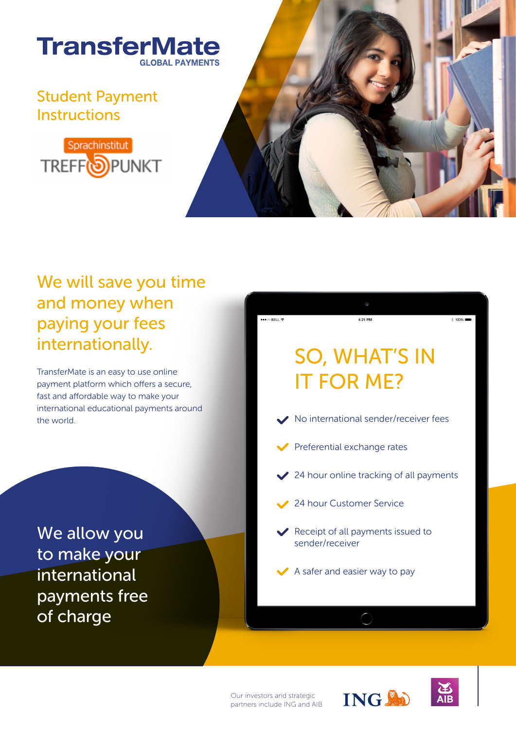# TransferMate

GLOBAL PAYMENTS

## Student Payment Instructions

Sprachinstitut TREFFPUNKT

## We will save you time and money when paying your fees internationally.

TransferMate is an easy to use online payment platform which offers a secure, fast and affordable way to make your international educational payments around the world.

## SO, WHAT'S IN IT FOR ME?

- No international sender/receiver fees
- Preferential exchange rates
- 24 hour online tracking of all payments
- 24 hour Customer Service
- Receipt of all payments issued to sender/receiver
- A safer and easier way to pay

## We allow you to make your international payments free of charge

Our investors and strategic partners include ING and AIB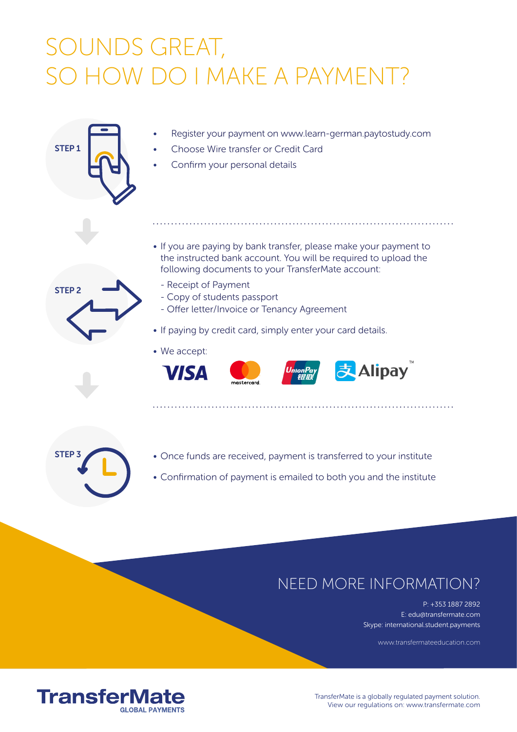# SOUNDS GREAT, SO HOW DO I MAKE A PAYMENT?

**STEP 1**

- Register your payment on www.learn-german.paytostudy.com
- Choose Wire transfer or Credit Card
- Confirm your personal details

**STEP 2**

- If you are paying by bank transfer, please make your payment to the instructed bank account. You will be required to upload the following documents to your TransferMate account:
  - Receipt of Payment
  - Copy of students passport
  - Offer letter/Invoice or Tenancy Agreement
- If paying by credit card, simply enter your card details.
- We accept:

VISA mastercard UnionPay 银联 Alipay™

**STEP 3**

- Once funds are received, payment is transferred to your institute
- Confirmation of payment is emailed to both you and the institute

## NEED MORE INFORMATION?

P: +353 1887 2892
E: edu@transfermate.com
Skype: international.student.payments

www.transfermateeducation.com

**TransferMate** GLOBAL PAYMENTS

TransferMate is a globally regulated payment solution.
View our regulations on: www.transfermate.com